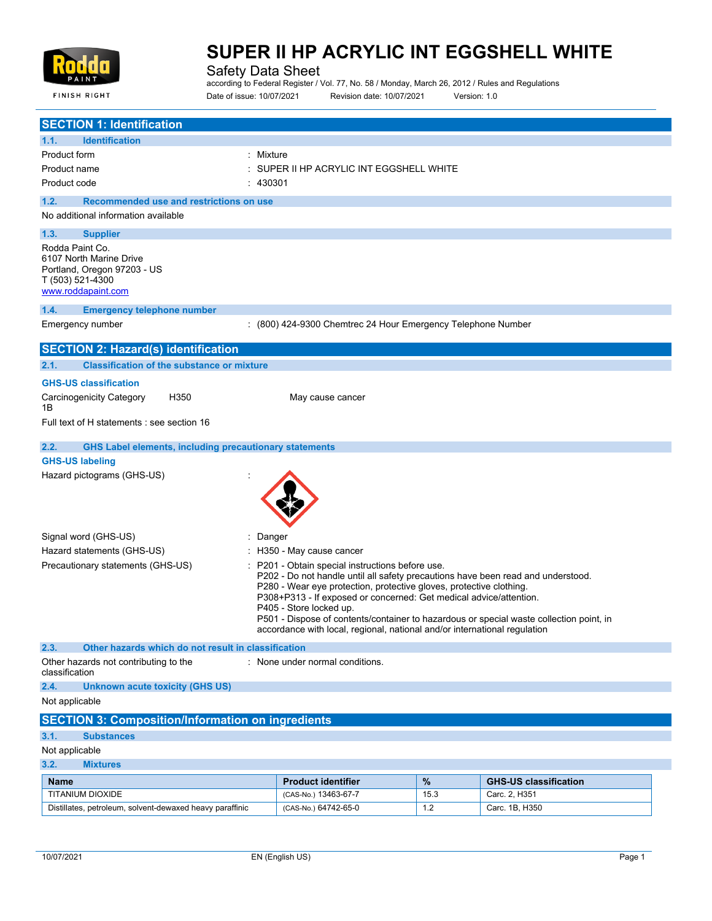# SUPER II HP ACRYLIC INT EGGSHELL WHITE

Safety Data Sheet

according to Federal Register / Vol. 77, No. 58 / Monday, March 26, 2012 / Rules and Regulations

Date of issue: 10/07/2021 Revision date: 10/07/2021 Version: 1.0

## SECTION 1: Identification

### 1.1. Identification

Product form : Mixture

Product name : SUPER II HP ACRYLIC INT EGGSHELL WHITE

Product code : 430301

### 1.2. Recommended use and restrictions on use

No additional information available

### 1.3. Supplier

Rodda Paint Co.
6107 North Marine Drive
Portland, Oregon 97203 - US
T (503) 521-4300
www.roddapaint.com

### 1.4. Emergency telephone number

Emergency number : (800) 424-9300 Chemtrec 24 Hour Emergency Telephone Number

## SECTION 2: Hazard(s) identification

### 2.1. Classification of the substance or mixture

**GHS-US classification**

Carcinogenicity Category 1B H350 May cause cancer

Full text of H statements : see section 16

### 2.2. GHS Label elements, including precautionary statements

**GHS-US labeling**

Hazard pictograms (GHS-US) :

Signal word (GHS-US) : Danger

Hazard statements (GHS-US) : H350 - May cause cancer

Precautionary statements (GHS-US) :
P201 - Obtain special instructions before use.
P202 - Do not handle until all safety precautions have been read and understood.
P280 - Wear eye protection, protective gloves, protective clothing.
P308+P313 - If exposed or concerned: Get medical advice/attention.
P405 - Store locked up.
P501 - Dispose of contents/container to hazardous or special waste collection point, in accordance with local, regional, national and/or international regulation

### 2.3. Other hazards which do not result in classification

Other hazards not contributing to the classification : None under normal conditions.

### 2.4. Unknown acute toxicity (GHS US)

Not applicable

## SECTION 3: Composition/Information on ingredients

### 3.1. Substances

Not applicable

### 3.2. Mixtures

| Name | Product identifier | % | GHS-US classification |
|---|---|---|---|
| TITANIUM DIOXIDE | (CAS-No.) 13463-67-7 | 15.3 | Carc. 2, H351 |
| Distillates, petroleum, solvent-dewaxed heavy paraffinic | (CAS-No.) 64742-65-0 | 1.2 | Carc. 1B, H350 |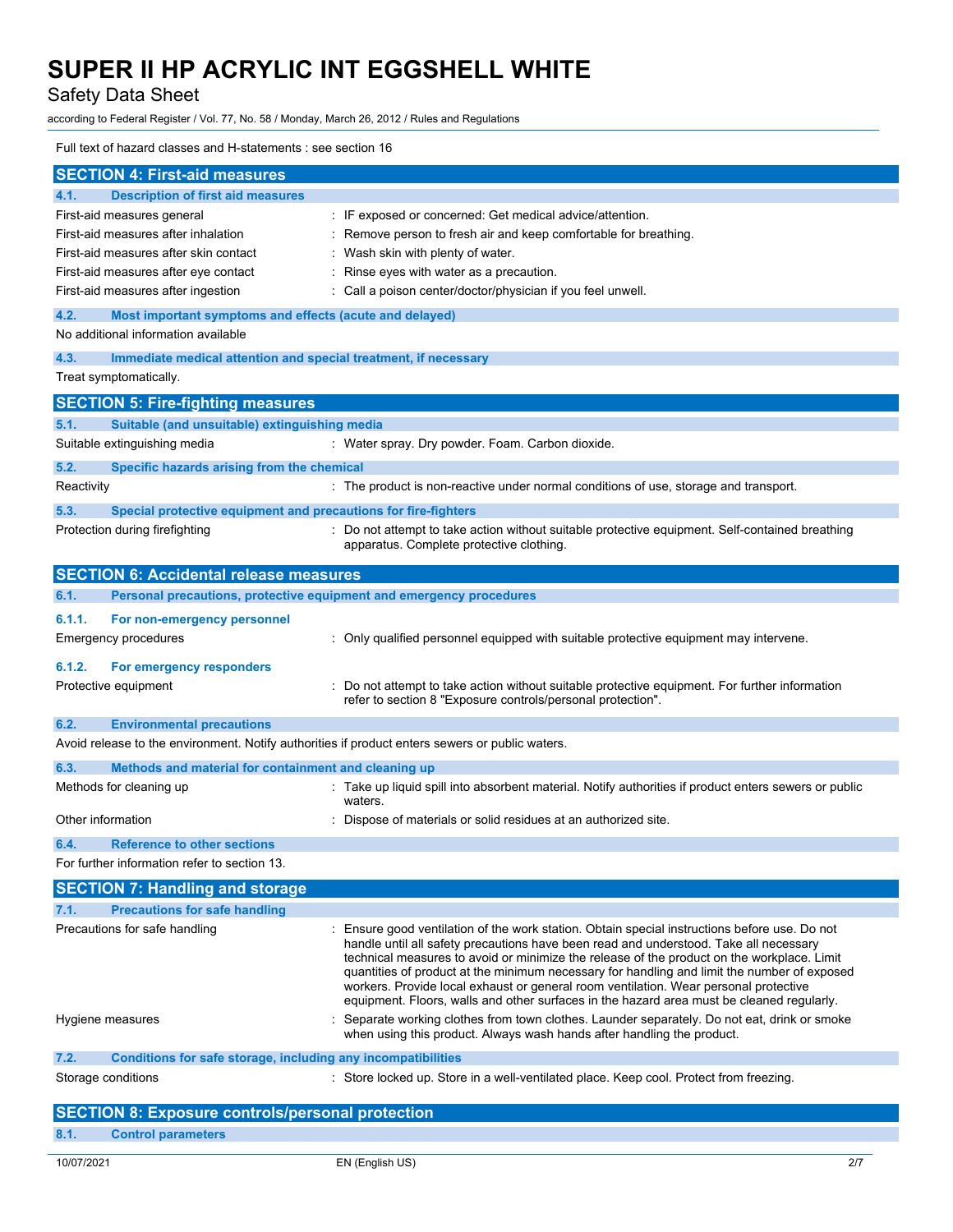Full text of hazard classes and H-statements : see section 16

## SECTION 4: First-aid measures

### 4.1. Description of first aid measures

| | |
|---|---|
| First-aid measures general | : IF exposed or concerned: Get medical advice/attention. |
| First-aid measures after inhalation | : Remove person to fresh air and keep comfortable for breathing. |
| First-aid measures after skin contact | : Wash skin with plenty of water. |
| First-aid measures after eye contact | : Rinse eyes with water as a precaution. |
| First-aid measures after ingestion | : Call a poison center/doctor/physician if you feel unwell. |

### 4.2. Most important symptoms and effects (acute and delayed)

No additional information available

### 4.3. Immediate medical attention and special treatment, if necessary

Treat symptomatically.

## SECTION 5: Fire-fighting measures

### 5.1. Suitable (and unsuitable) extinguishing media

| | |
|---|---|
| Suitable extinguishing media | : Water spray. Dry powder. Foam. Carbon dioxide. |

### 5.2. Specific hazards arising from the chemical

| | |
|---|---|
| Reactivity | : The product is non-reactive under normal conditions of use, storage and transport. |

### 5.3. Special protective equipment and precautions for fire-fighters

| | |
|---|---|
| Protection during firefighting | : Do not attempt to take action without suitable protective equipment. Self-contained breathing apparatus. Complete protective clothing. |

## SECTION 6: Accidental release measures

### 6.1. Personal precautions, protective equipment and emergency procedures

#### 6.1.1. For non-emergency personnel

| | |
|---|---|
| Emergency procedures | : Only qualified personnel equipped with suitable protective equipment may intervene. |

#### 6.1.2. For emergency responders

| | |
|---|---|
| Protective equipment | : Do not attempt to take action without suitable protective equipment. For further information refer to section 8 "Exposure controls/personal protection". |

### 6.2. Environmental precautions

Avoid release to the environment. Notify authorities if product enters sewers or public waters.

### 6.3. Methods and material for containment and cleaning up

| | |
|---|---|
| Methods for cleaning up | : Take up liquid spill into absorbent material. Notify authorities if product enters sewers or public waters. |
| Other information | : Dispose of materials or solid residues at an authorized site. |

### 6.4. Reference to other sections

For further information refer to section 13.

## SECTION 7: Handling and storage

### 7.1. Precautions for safe handling

| | |
|---|---|
| Precautions for safe handling | : Ensure good ventilation of the work station. Obtain special instructions before use. Do not handle until all safety precautions have been read and understood. Take all necessary technical measures to avoid or minimize the release of the product on the workplace. Limit quantities of product at the minimum necessary for handling and limit the number of exposed workers. Provide local exhaust or general room ventilation. Wear personal protective equipment. Floors, walls and other surfaces in the hazard area must be cleaned regularly. |
| Hygiene measures | : Separate working clothes from town clothes. Launder separately. Do not eat, drink or smoke when using this product. Always wash hands after handling the product. |

### 7.2. Conditions for safe storage, including any incompatibilities

| | |
|---|---|
| Storage conditions | : Store locked up. Store in a well-ventilated place. Keep cool. Protect from freezing. |

## SECTION 8: Exposure controls/personal protection

### 8.1. Control parameters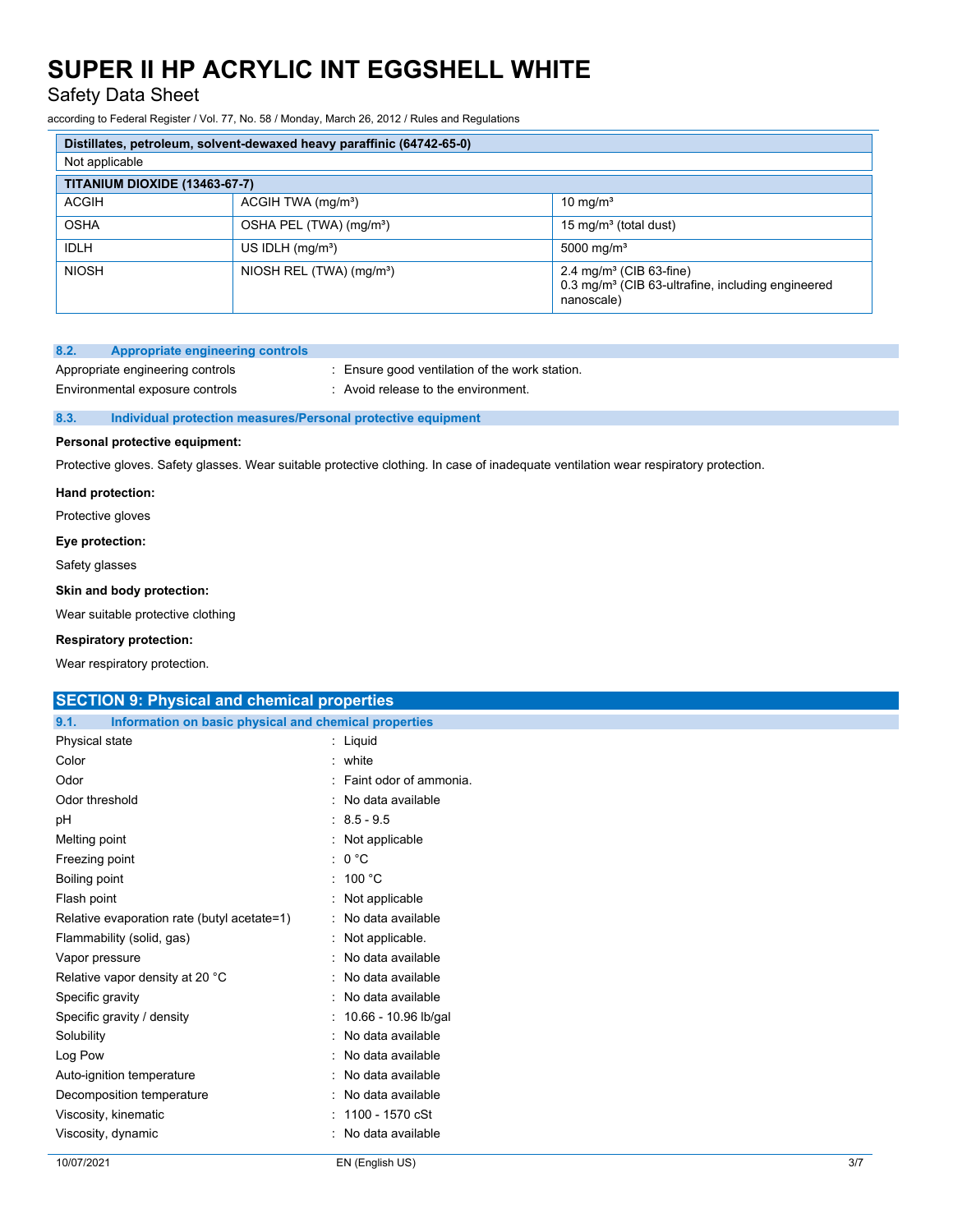| Distillates, petroleum, solvent-dewaxed heavy paraffinic (64742-65-0) | | |
|---|---|---|
| Not applicable | | |

| TITANIUM DIOXIDE (13463-67-7) | | |
|---|---|---|
| ACGIH | ACGIH TWA (mg/m³) | 10 mg/m³ |
| OSHA | OSHA PEL (TWA) (mg/m³) | 15 mg/m³ (total dust) |
| IDLH | US IDLH (mg/m³) | 5000 mg/m³ |
| NIOSH | NIOSH REL (TWA) (mg/m³) | 2.4 mg/m³ (CIB 63-fine)<br>0.3 mg/m³ (CIB 63-ultrafine, including engineered nanoscale) |

### 8.2. Appropriate engineering controls

Appropriate engineering controls : Ensure good ventilation of the work station.

Environmental exposure controls : Avoid release to the environment.

### 8.3. Individual protection measures/Personal protective equipment

**Personal protective equipment:**

Protective gloves. Safety glasses. Wear suitable protective clothing. In case of inadequate ventilation wear respiratory protection.

**Hand protection:**

Protective gloves

**Eye protection:**

Safety glasses

**Skin and body protection:**

Wear suitable protective clothing

**Respiratory protection:**

Wear respiratory protection.

## SECTION 9: Physical and chemical properties

### 9.1. Information on basic physical and chemical properties

| Property | Value |
|---|---|
| Physical state | Liquid |
| Color | white |
| Odor | Faint odor of ammonia. |
| Odor threshold | No data available |
| pH | 8.5 - 9.5 |
| Melting point | Not applicable |
| Freezing point | 0 °C |
| Boiling point | 100 °C |
| Flash point | Not applicable |
| Relative evaporation rate (butyl acetate=1) | No data available |
| Flammability (solid, gas) | Not applicable. |
| Vapor pressure | No data available |
| Relative vapor density at 20 °C | No data available |
| Specific gravity | No data available |
| Specific gravity / density | 10.66 - 10.96 lb/gal |
| Solubility | No data available |
| Log Pow | No data available |
| Auto-ignition temperature | No data available |
| Decomposition temperature | No data available |
| Viscosity, kinematic | 1100 - 1570 cSt |
| Viscosity, dynamic | No data available |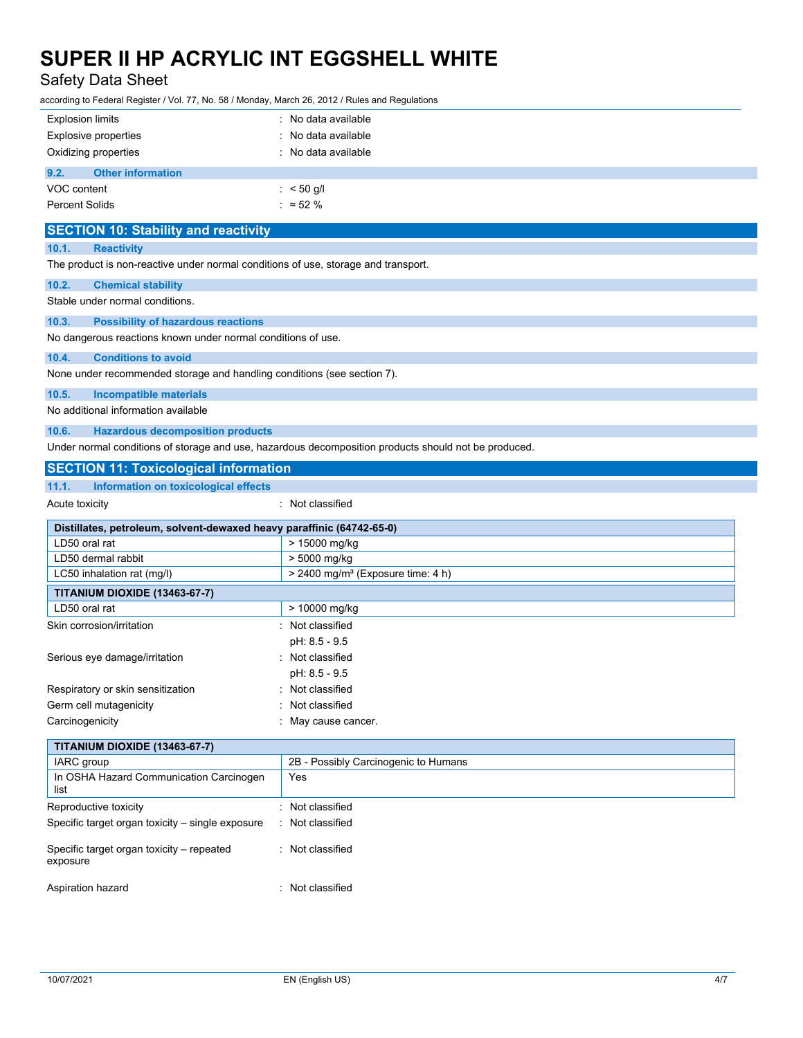| | |
|---|---|
| Explosion limits | : No data available |
| Explosive properties | : No data available |
| Oxidizing properties | : No data available |

### 9.2. Other information

| | |
|---|---|
| VOC content | : < 50 g/l |
| Percent Solids | : ≈ 52 % |

## SECTION 10: Stability and reactivity

### 10.1. Reactivity

The product is non-reactive under normal conditions of use, storage and transport.

### 10.2. Chemical stability

Stable under normal conditions.

### 10.3. Possibility of hazardous reactions

No dangerous reactions known under normal conditions of use.

### 10.4. Conditions to avoid

None under recommended storage and handling conditions (see section 7).

### 10.5. Incompatible materials

No additional information available

### 10.6. Hazardous decomposition products

Under normal conditions of storage and use, hazardous decomposition products should not be produced.

## SECTION 11: Toxicological information

### 11.1. Information on toxicological effects

Acute toxicity : Not classified

| Distillates, petroleum, solvent-dewaxed heavy paraffinic (64742-65-0) | |
|---|---|
| LD50 oral rat | > 15000 mg/kg |
| LD50 dermal rabbit | > 5000 mg/kg |
| LC50 inhalation rat (mg/l) | > 2400 mg/m³ (Exposure time: 4 h) |
| **TITANIUM DIOXIDE (13463-67-7)** | |
| LD50 oral rat | > 10000 mg/kg |

| | |
|---|---|
| Skin corrosion/irritation | : Not classified<br>pH: 8.5 - 9.5 |
| Serious eye damage/irritation | : Not classified<br>pH: 8.5 - 9.5 |
| Respiratory or skin sensitization | : Not classified |
| Germ cell mutagenicity | : Not classified |
| Carcinogenicity | : May cause cancer. |

| TITANIUM DIOXIDE (13463-67-7) | |
|---|---|
| IARC group | 2B - Possibly Carcinogenic to Humans |
| In OSHA Hazard Communication Carcinogen list | Yes |

| | |
|---|---|
| Reproductive toxicity | : Not classified |
| Specific target organ toxicity – single exposure | : Not classified |
| Specific target organ toxicity – repeated exposure | : Not classified |
| Aspiration hazard | : Not classified |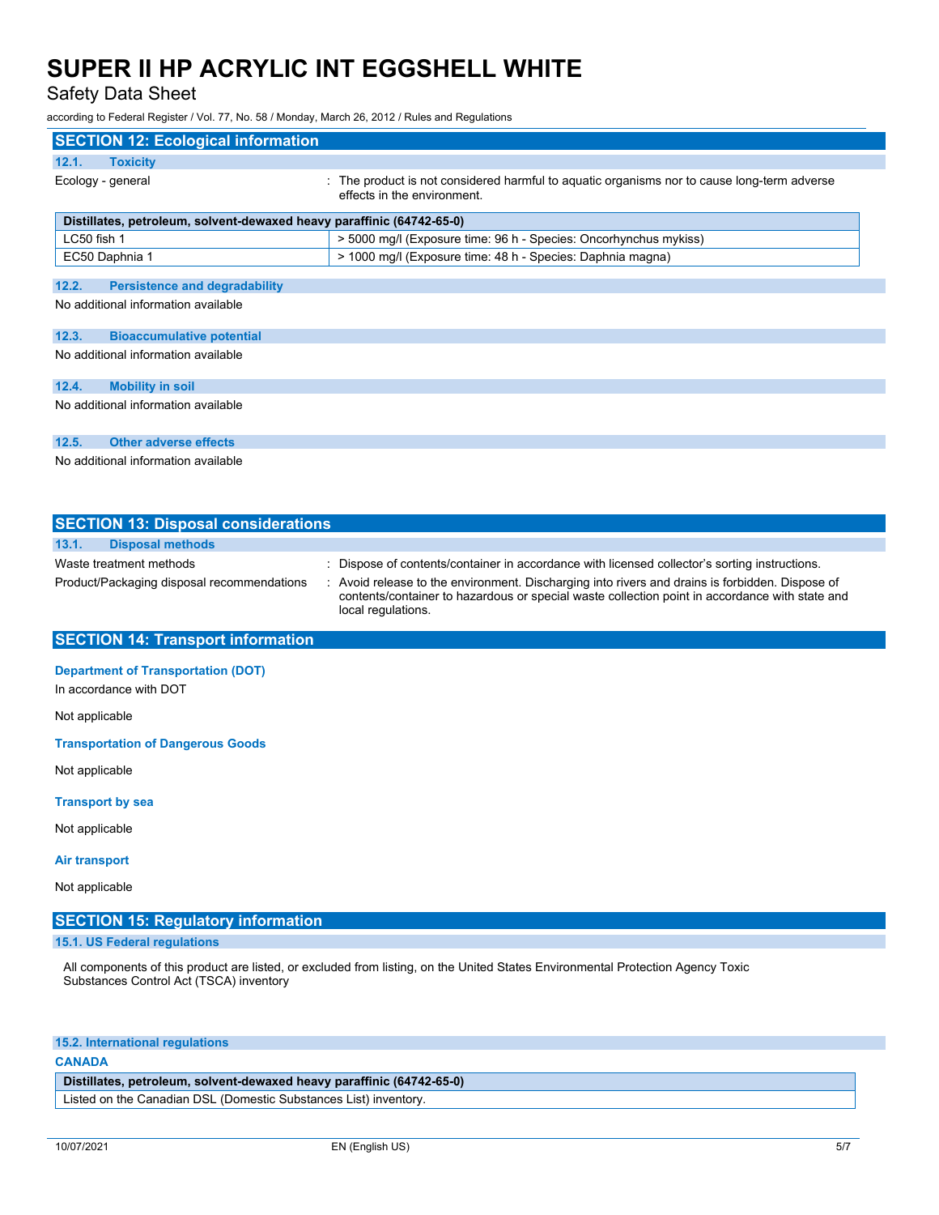## SECTION 12: Ecological information

### 12.1. Toxicity

Ecology - general : The product is not considered harmful to aquatic organisms nor to cause long-term adverse effects in the environment.

| Distillates, petroleum, solvent-dewaxed heavy paraffinic (64742-65-0) | |
|---|---|
| LC50 fish 1 | > 5000 mg/l (Exposure time: 96 h - Species: Oncorhynchus mykiss) |
| EC50 Daphnia 1 | > 1000 mg/l (Exposure time: 48 h - Species: Daphnia magna) |

### 12.2. Persistence and degradability

No additional information available

### 12.3. Bioaccumulative potential

No additional information available

### 12.4. Mobility in soil

No additional information available

### 12.5. Other adverse effects

No additional information available

## SECTION 13: Disposal considerations

### 13.1. Disposal methods

Waste treatment methods : Dispose of contents/container in accordance with licensed collector's sorting instructions.

Product/Packaging disposal recommendations : Avoid release to the environment. Discharging into rivers and drains is forbidden. Dispose of contents/container to hazardous or special waste collection point in accordance with state and local regulations.

## SECTION 14: Transport information

**Department of Transportation (DOT)**

In accordance with DOT

Not applicable

**Transportation of Dangerous Goods**

Not applicable

**Transport by sea**

Not applicable

**Air transport**

Not applicable

## SECTION 15: Regulatory information

### 15.1. US Federal regulations

All components of this product are listed, or excluded from listing, on the United States Environmental Protection Agency Toxic Substances Control Act (TSCA) inventory

### 15.2. International regulations

**CANADA**

| Distillates, petroleum, solvent-dewaxed heavy paraffinic (64742-65-0) |
|---|
| Listed on the Canadian DSL (Domestic Substances List) inventory. |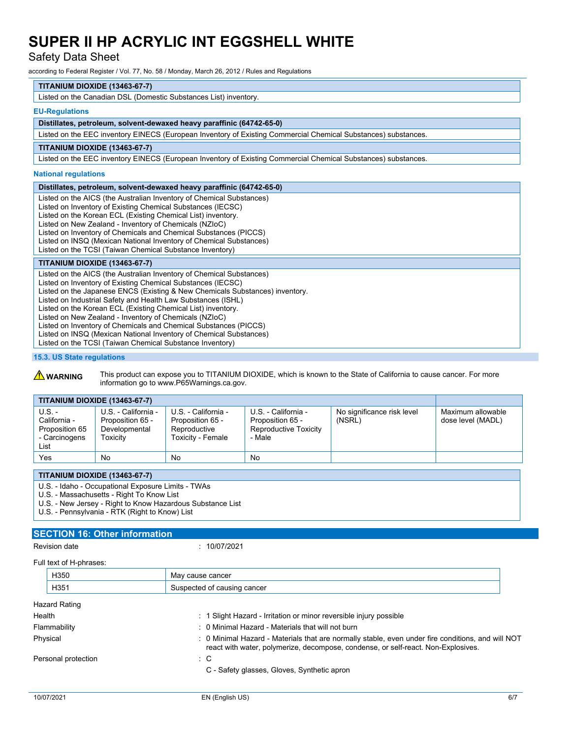| TITANIUM DIOXIDE (13463-67-7) |
|---|
| Listed on the Canadian DSL (Domestic Substances List) inventory. |

### EU-Regulations

| Distillates, petroleum, solvent-dewaxed heavy paraffinic (64742-65-0) |
|---|
| Listed on the EEC inventory EINECS (European Inventory of Existing Commercial Chemical Substances) substances. |

| TITANIUM DIOXIDE (13463-67-7) |
|---|
| Listed on the EEC inventory EINECS (European Inventory of Existing Commercial Chemical Substances) substances. |

### National regulations

| Distillates, petroleum, solvent-dewaxed heavy paraffinic (64742-65-0) |
|---|
| Listed on the AICS (the Australian Inventory of Chemical Substances)<br>Listed on Inventory of Existing Chemical Substances (IECSC)<br>Listed on the Korean ECL (Existing Chemical List) inventory.<br>Listed on New Zealand - Inventory of Chemicals (NZIoC)<br>Listed on Inventory of Chemicals and Chemical Substances (PICCS)<br>Listed on INSQ (Mexican National Inventory of Chemical Substances)<br>Listed on the TCSI (Taiwan Chemical Substance Inventory) |

| TITANIUM DIOXIDE (13463-67-7) |
|---|
| Listed on the AICS (the Australian Inventory of Chemical Substances)<br>Listed on Inventory of Existing Chemical Substances (IECSC)<br>Listed on the Japanese ENCS (Existing & New Chemicals Substances) inventory.<br>Listed on Industrial Safety and Health Law Substances (ISHL)<br>Listed on the Korean ECL (Existing Chemical List) inventory.<br>Listed on New Zealand - Inventory of Chemicals (NZIoC)<br>Listed on Inventory of Chemicals and Chemical Substances (PICCS)<br>Listed on INSQ (Mexican National Inventory of Chemical Substances)<br>Listed on the TCSI (Taiwan Chemical Substance Inventory) |

### 15.3. US State regulations

⚠ **WARNING** This product can expose you to TITANIUM DIOXIDE, which is known to the State of California to cause cancer. For more information go to www.P65Warnings.ca.gov.

| TITANIUM DIOXIDE (13463-67-7) | | | | | |
|---|---|---|---|---|---|
| U.S. - California - Proposition 65 - Carcinogens List | U.S. - California - Proposition 65 - Developmental Toxicity | U.S. - California - Proposition 65 - Reproductive Toxicity - Female | U.S. - California - Proposition 65 - Reproductive Toxicity - Male | No significance risk level (NSRL) | Maximum allowable dose level (MADL) |
| Yes | No | No | No | | |

| TITANIUM DIOXIDE (13463-67-7) |
|---|
| U.S. - Idaho - Occupational Exposure Limits - TWAs<br>U.S. - Massachusetts - Right To Know List<br>U.S. - New Jersey - Right to Know Hazardous Substance List<br>U.S. - Pennsylvania - RTK (Right to Know) List |

## SECTION 16: Other information

Revision date : 10/07/2021

Full text of H-phrases:

| | |
|---|---|
| H350 | May cause cancer |
| H351 | Suspected of causing cancer |

Hazard Rating

Health : 1 Slight Hazard - Irritation or minor reversible injury possible

Flammability : 0 Minimal Hazard - Materials that will not burn

Physical : 0 Minimal Hazard - Materials that are normally stable, even under fire conditions, and will NOT react with water, polymerize, decompose, condense, or self-react. Non-Explosives.

Personal protection : C

C - Safety glasses, Gloves, Synthetic apron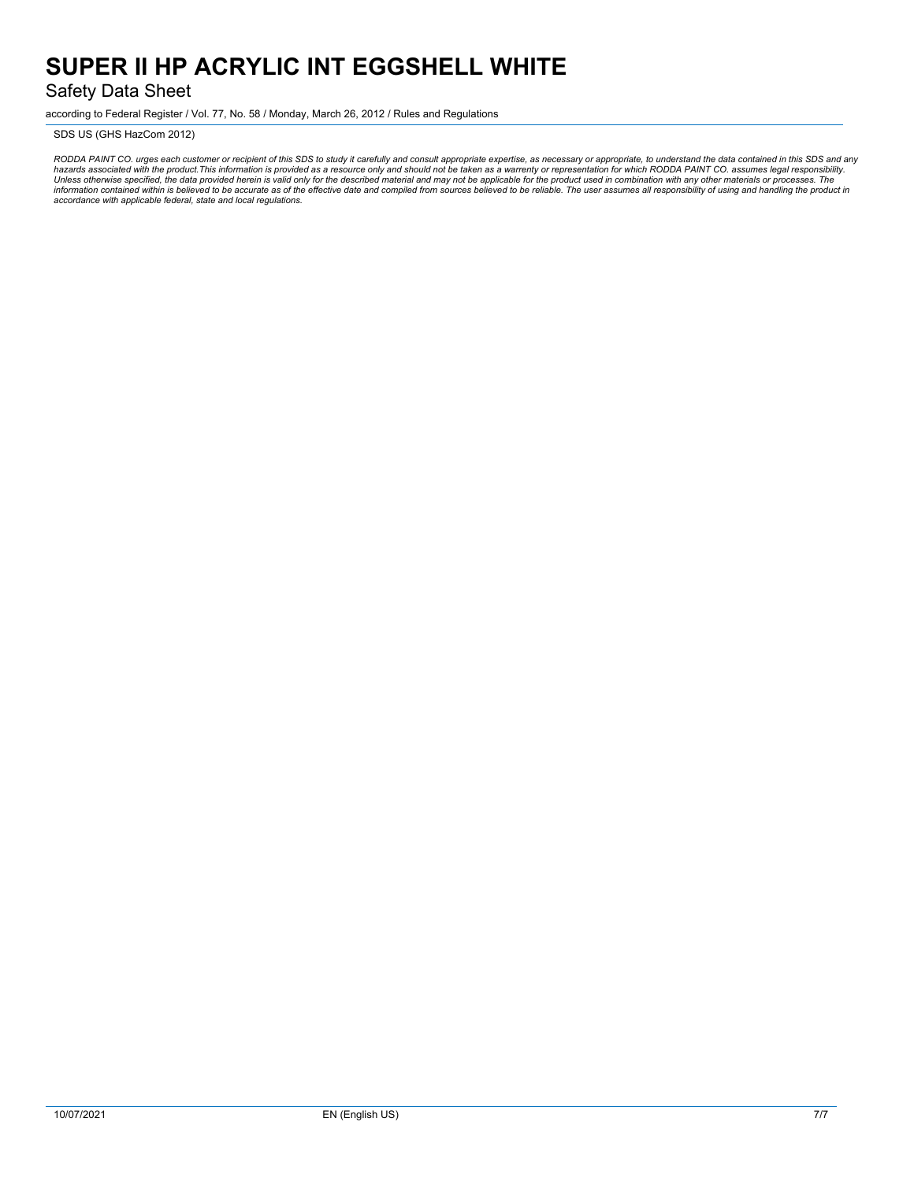*RODDA PAINT CO. urges each customer or recipient of this SDS to study it carefully and consult appropriate expertise, as necessary or appropriate, to understand the data contained in this SDS and any hazards associated with the product.This information is provided as a resource only and should not be taken as a warrenty or representation for which RODDA PAINT CO. assumes legal responsibility. Unless otherwise specified, the data provided herein is valid only for the described material and may not be applicable for the product used in combination with any other materials or processes. The information contained within is believed to be accurate as of the effective date and compiled from sources believed to be reliable. The user assumes all responsibility of using and handling the product in accordance with applicable federal, state and local regulations.*